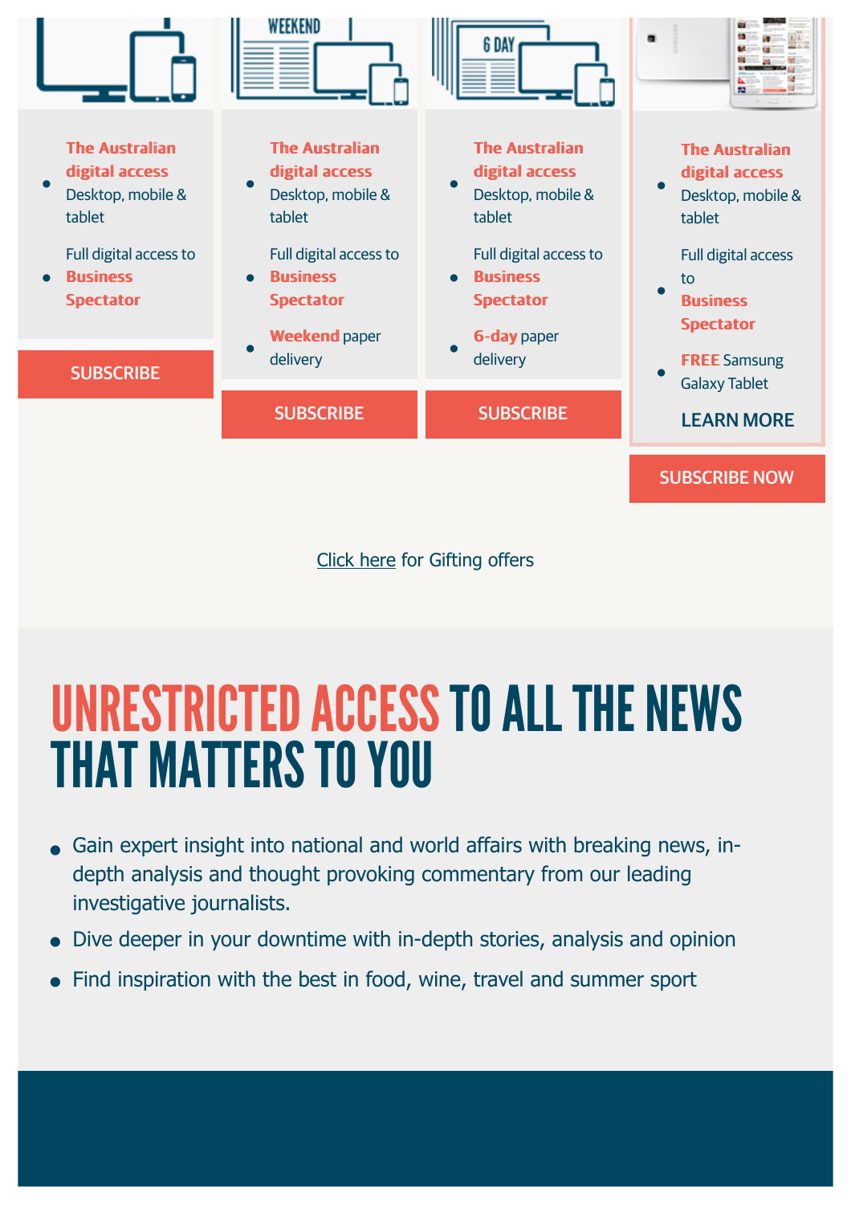- **The Australian digital access** Desktop, mobile & tablet
- Full digital access to **Business Spectator**

SUBSCRIBE

- **The Australian digital access** Desktop, mobile & tablet
- Full digital access to **Business Spectator**
- **Weekend** paper delivery

SUBSCRIBE

- **The Australian digital access** Desktop, mobile & tablet
- Full digital access to **Business Spectator**
- **6-day** paper delivery

SUBSCRIBE

- **The Australian digital access** Desktop, mobile & tablet
- Full digital access to **Business Spectator**
- **FREE** Samsung Galaxy Tablet

LEARN MORE

SUBSCRIBE NOW

Click here for Gifting offers

# UNRESTRICTED ACCESS TO ALL THE NEWS THAT MATTERS TO YOU

- Gain expert insight into national and world affairs with breaking news, in-depth analysis and thought provoking commentary from our leading investigative journalists.
- Dive deeper in your downtime with in-depth stories, analysis and opinion
- Find inspiration with the best in food, wine, travel and summer sport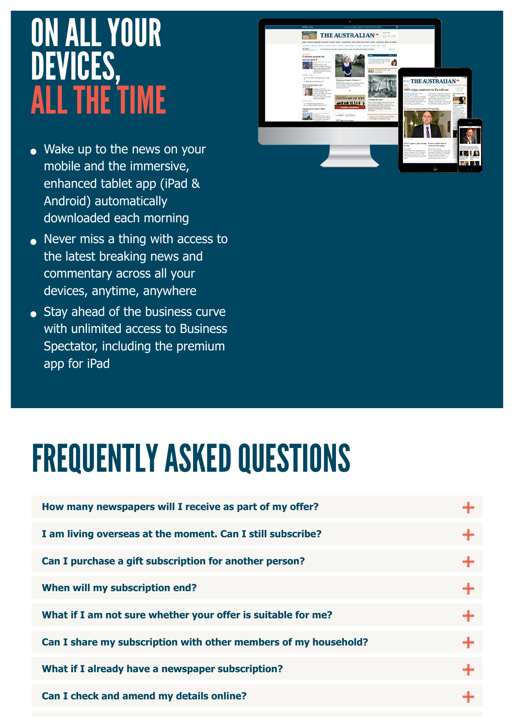# ON ALL YOUR DEVICES, ALL THE TIME

- Wake up to the news on your mobile and the immersive, enhanced tablet app (iPad & Android) automatically downloaded each morning
- Never miss a thing with access to the latest breaking news and commentary across all your devices, anytime, anywhere
- Stay ahead of the business curve with unlimited access to Business Spectator, including the premium app for iPad

# FREQUENTLY ASKED QUESTIONS

**How many newspapers will I receive as part of my offer?** +

**I am living overseas at the moment. Can I still subscribe?** +

**Can I purchase a gift subscription for another person?** +

**When will my subscription end?** +

**What if I am not sure whether your offer is suitable for me?** +

**Can I share my subscription with other members of my household?** +

**What if I already have a newspaper subscription?** +

**Can I check and amend my details online?** +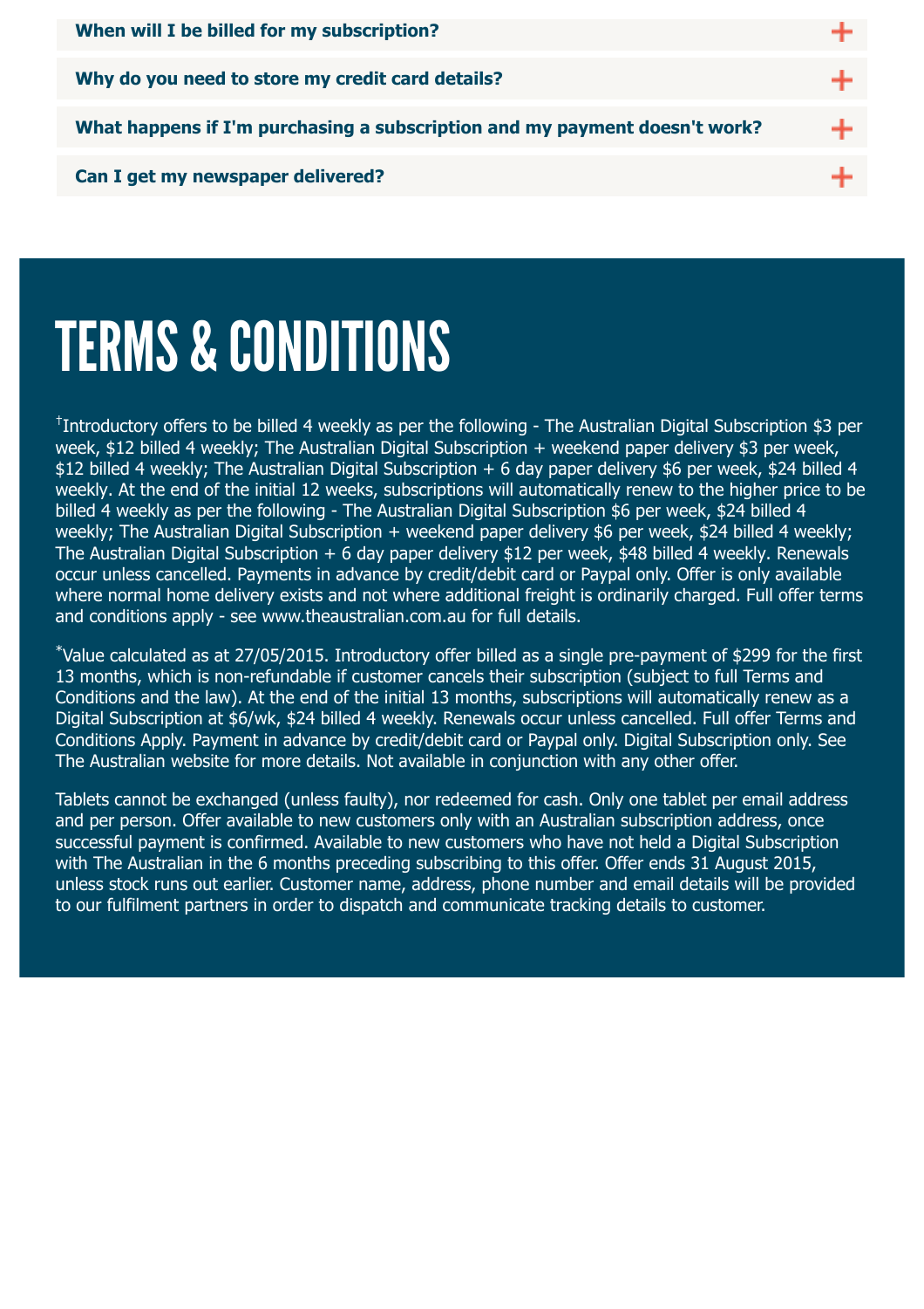**When will I be billed for my subscription?** +

**Why do you need to store my credit card details?** +

**What happens if I'm purchasing a subscription and my payment doesn't work?** +

**Can I get my newspaper delivered?** +

# TERMS & CONDITIONS

[†]Introductory offers to be billed 4 weekly as per the following - The Australian Digital Subscription $3 per week, $12 billed 4 weekly; The Australian Digital Subscription + weekend paper delivery $3 per week, $12 billed 4 weekly; The Australian Digital Subscription + 6 day paper delivery $6 per week, $24 billed 4 weekly. At the end of the initial 12 weeks, subscriptions will automatically renew to the higher price to be billed 4 weekly as per the following - The Australian Digital Subscription $6 per week, $24 billed 4 weekly; The Australian Digital Subscription + weekend paper delivery $6 per week, $24 billed 4 weekly; The Australian Digital Subscription + 6 day paper delivery $12 per week, $48 billed 4 weekly. Renewals occur unless cancelled. Payments in advance by credit/debit card or Paypal only. Offer is only available where normal home delivery exists and not where additional freight is ordinarily charged. Full offer terms and conditions apply - see www.theaustralian.com.au for full details.

[*]Value calculated as at 27/05/2015. Introductory offer billed as a single pre-payment of $299 for the first 13 months, which is non-refundable if customer cancels their subscription (subject to full Terms and Conditions and the law). At the end of the initial 13 months, subscriptions will automatically renew as a Digital Subscription at $6/wk, $24 billed 4 weekly. Renewals occur unless cancelled. Full offer Terms and Conditions Apply. Payment in advance by credit/debit card or Paypal only. Digital Subscription only. See The Australian website for more details. Not available in conjunction with any other offer.

Tablets cannot be exchanged (unless faulty), nor redeemed for cash. Only one tablet per email address and per person. Offer available to new customers only with an Australian subscription address, once successful payment is confirmed. Available to new customers who have not held a Digital Subscription with The Australian in the 6 months preceding subscribing to this offer. Offer ends 31 August 2015, unless stock runs out earlier. Customer name, address, phone number and email details will be provided to our fulfilment partners in order to dispatch and communicate tracking details to customer.